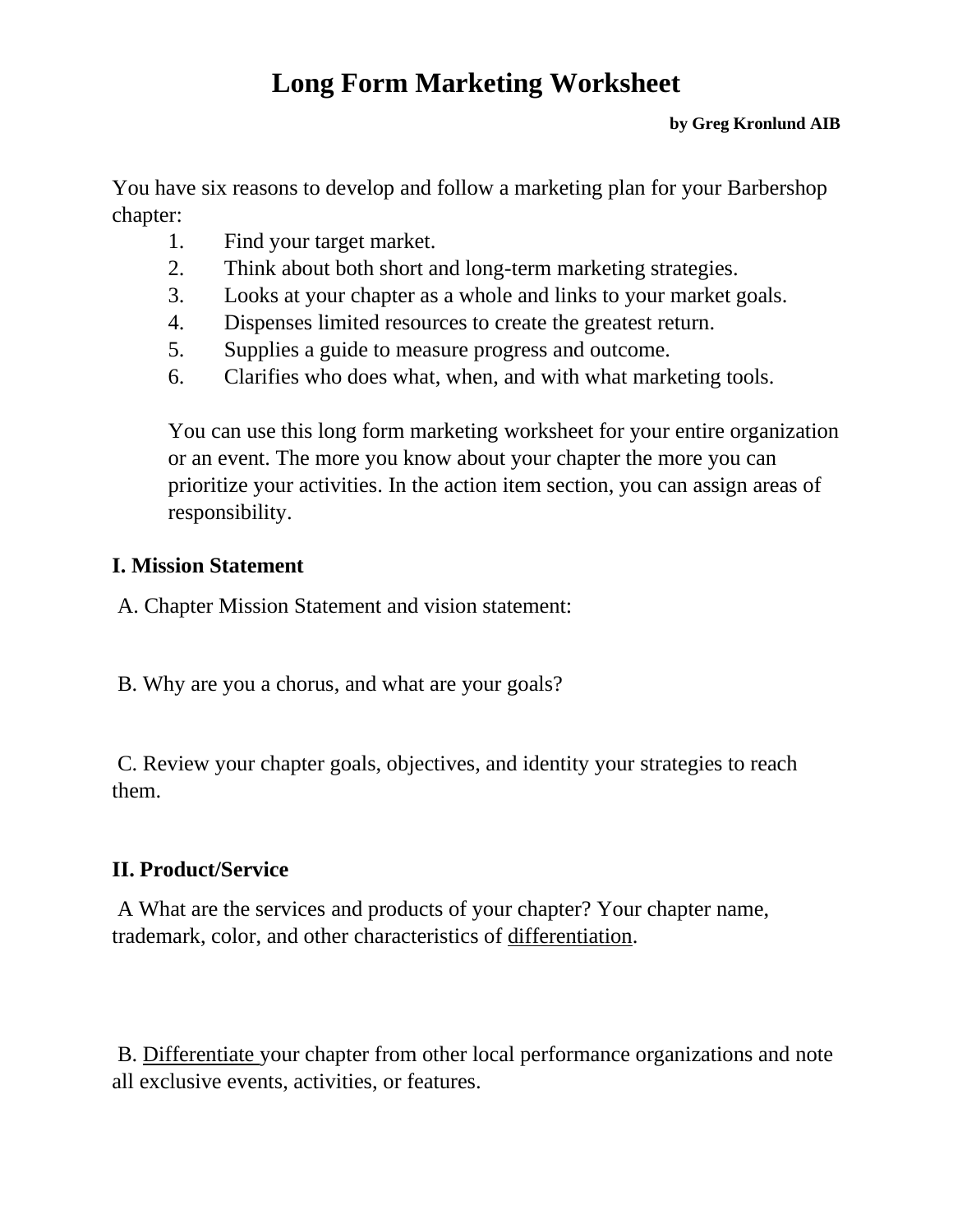# Long Form Marketing Worksheet

**by Greg Kronlund AIB**

You have six reasons to develop and follow a marketing plan for your Barbershop chapter:

1. Find your target market.
2. Think about both short and long-term marketing strategies.
3. Looks at your chapter as a whole and links to your market goals.
4. Dispenses limited resources to create the greatest return.
5. Supplies a guide to measure progress and outcome.
6. Clarifies who does what, when, and with what marketing tools.

You can use this long form marketing worksheet for your entire organization or an event. The more you know about your chapter the more you can prioritize your activities. In the action item section, you can assign areas of responsibility.

## I. Mission Statement

A. Chapter Mission Statement and vision statement:

B. Why are you a chorus, and what are your goals?

C. Review your chapter goals, objectives, and identity your strategies to reach them.

## II. Product/Service

A What are the services and products of your chapter? Your chapter name, trademark, color, and other characteristics of <u>differentiation</u>.

B. <u>Differentiate</u> your chapter from other local performance organizations and note all exclusive events, activities, or features.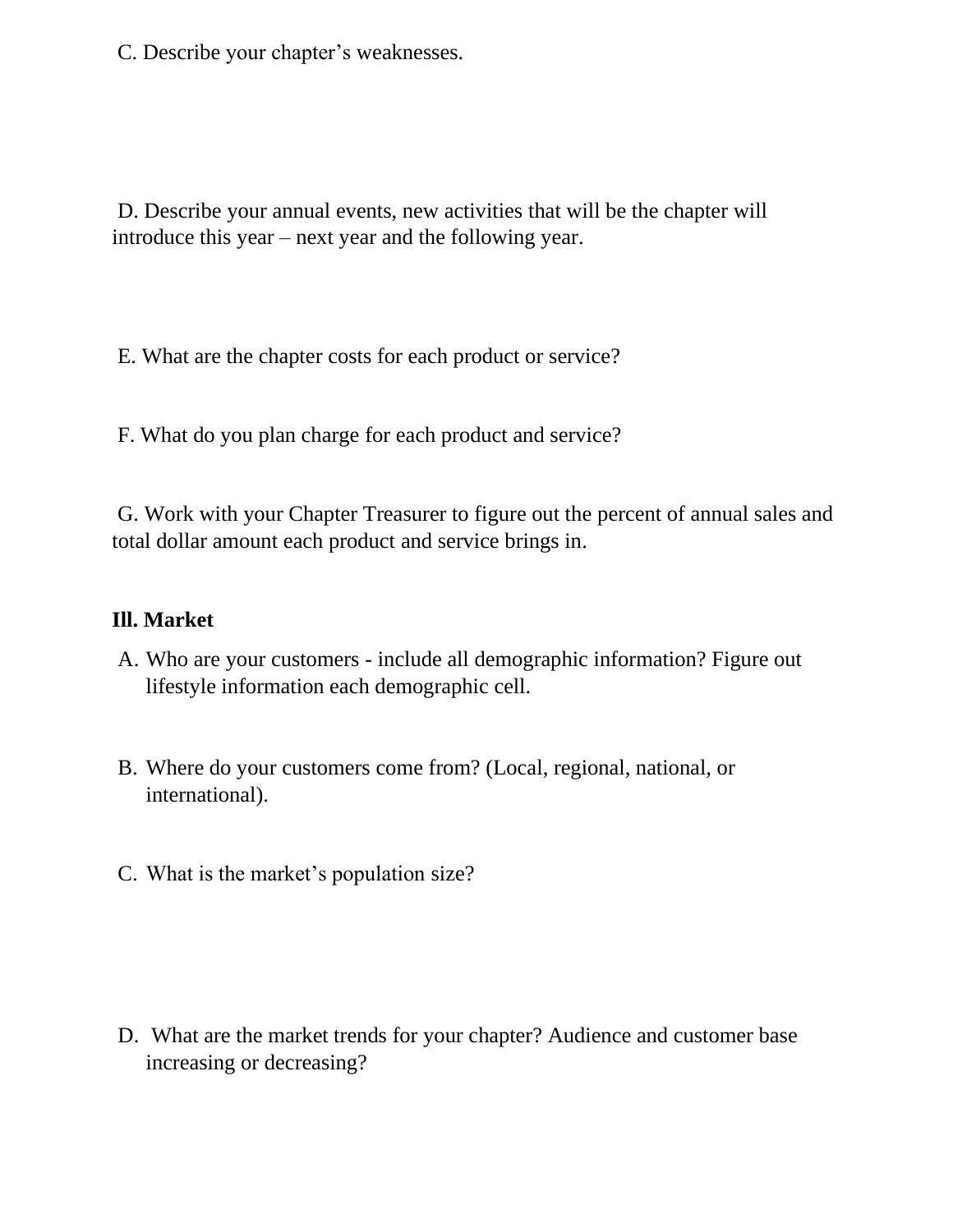C. Describe your chapter's weaknesses.

D. Describe your annual events, new activities that will be the chapter will introduce this year – next year and the following year.

E. What are the chapter costs for each product or service?

F. What do you plan charge for each product and service?

G. Work with your Chapter Treasurer to figure out the percent of annual sales and total dollar amount each product and service brings in.

**Ill. Market**

A. Who are your customers - include all demographic information? Figure out lifestyle information each demographic cell.

B. Where do your customers come from? (Local, regional, national, or international).

C. What is the market's population size?

D. What are the market trends for your chapter? Audience and customer base increasing or decreasing?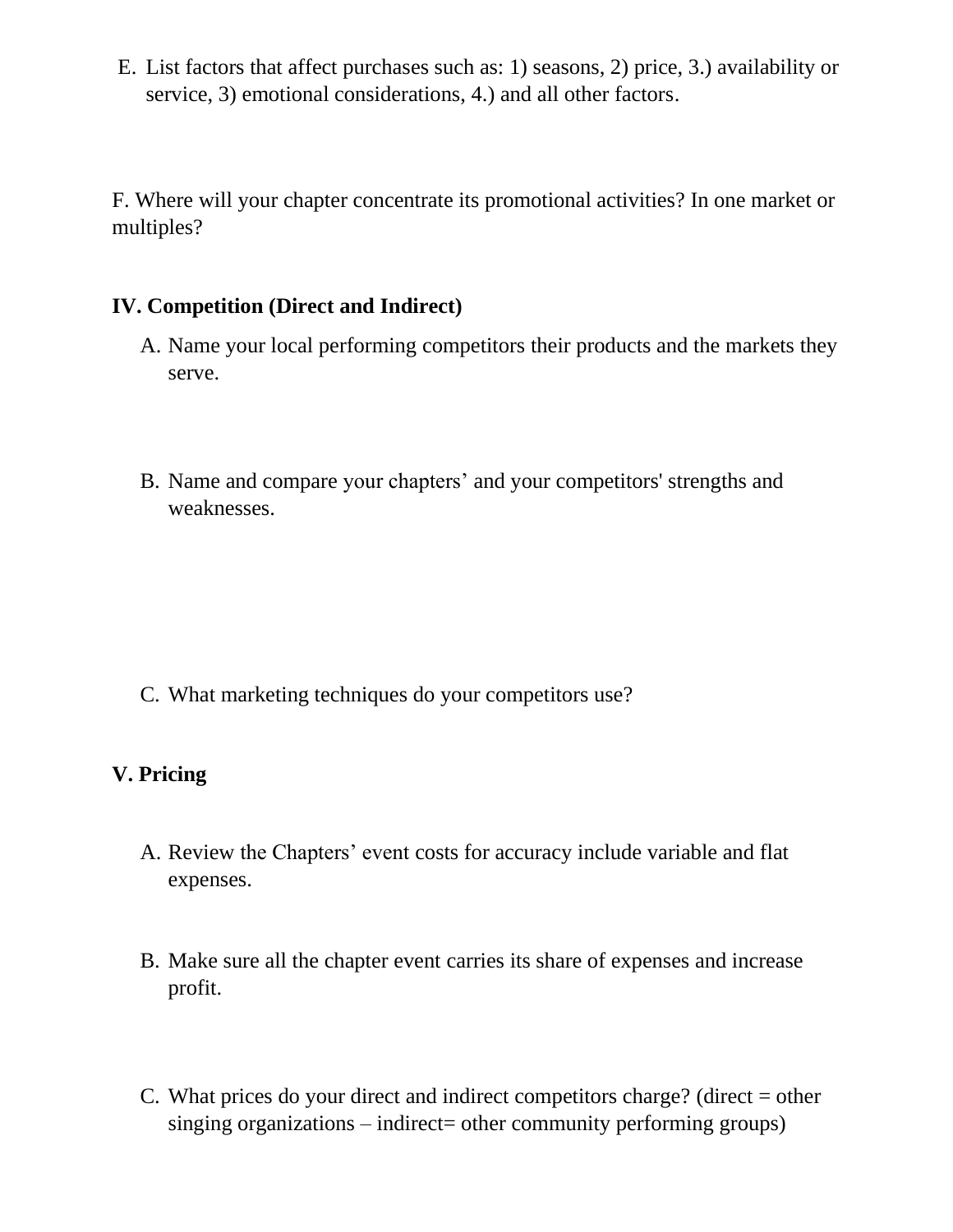E. List factors that affect purchases such as: 1) seasons, 2) price, 3.) availability or service, 3) emotional considerations, 4.) and all other factors.

F. Where will your chapter concentrate its promotional activities? In one market or multiples?

**IV. Competition (Direct and Indirect)**

A. Name your local performing competitors their products and the markets they serve.

B. Name and compare your chapters' and your competitors' strengths and weaknesses.

C. What marketing techniques do your competitors use?

**V. Pricing**

A. Review the Chapters' event costs for accuracy include variable and flat expenses.

B. Make sure all the chapter event carries its share of expenses and increase profit.

C. What prices do your direct and indirect competitors charge? (direct = other singing organizations – indirect= other community performing groups)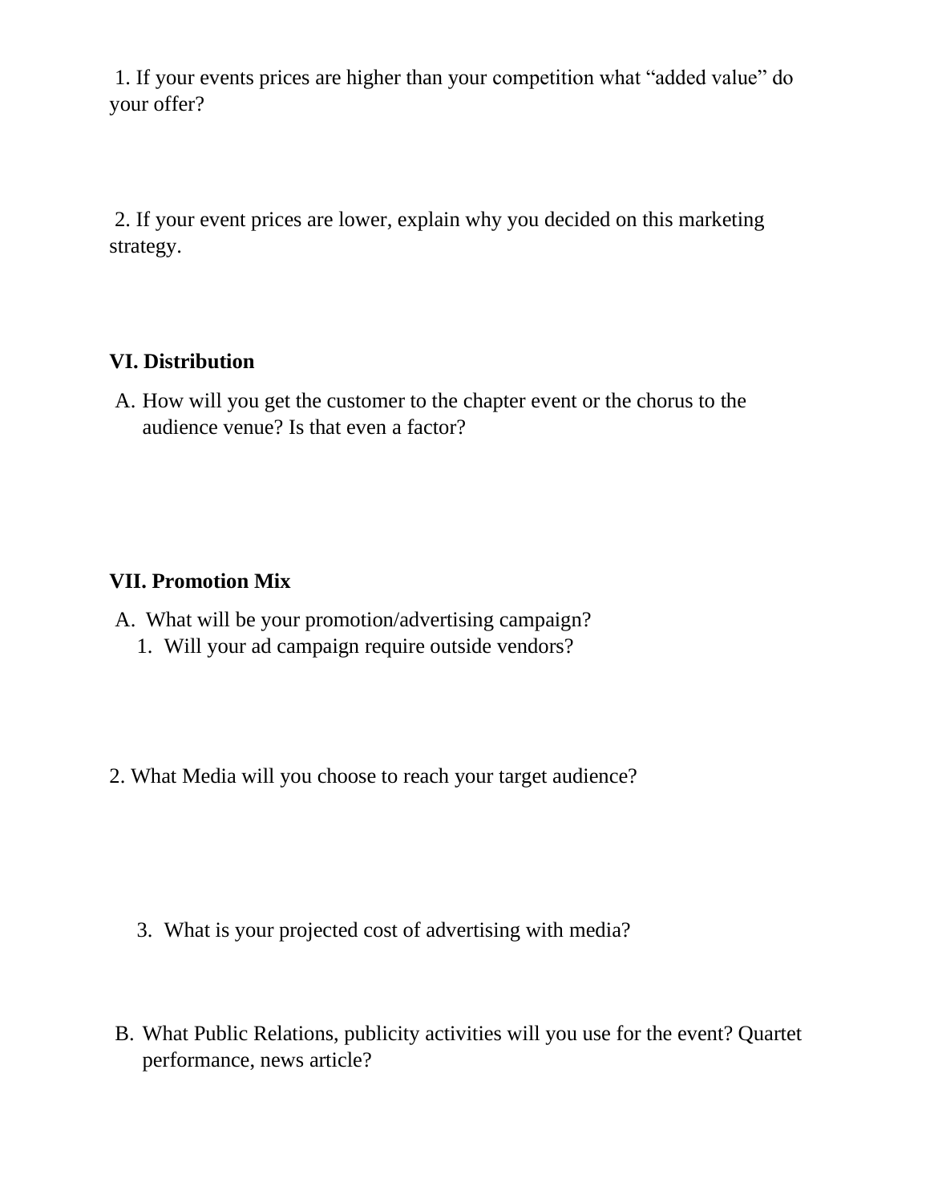1. If your events prices are higher than your competition what "added value" do your offer?

2. If your event prices are lower, explain why you decided on this marketing strategy.

**VI. Distribution**

A. How will you get the customer to the chapter event or the chorus to the audience venue? Is that even a factor?

**VII. Promotion Mix**

A. What will be your promotion/advertising campaign?

1. Will your ad campaign require outside vendors?

2. What Media will you choose to reach your target audience?

3. What is your projected cost of advertising with media?

B. What Public Relations, publicity activities will you use for the event? Quartet performance, news article?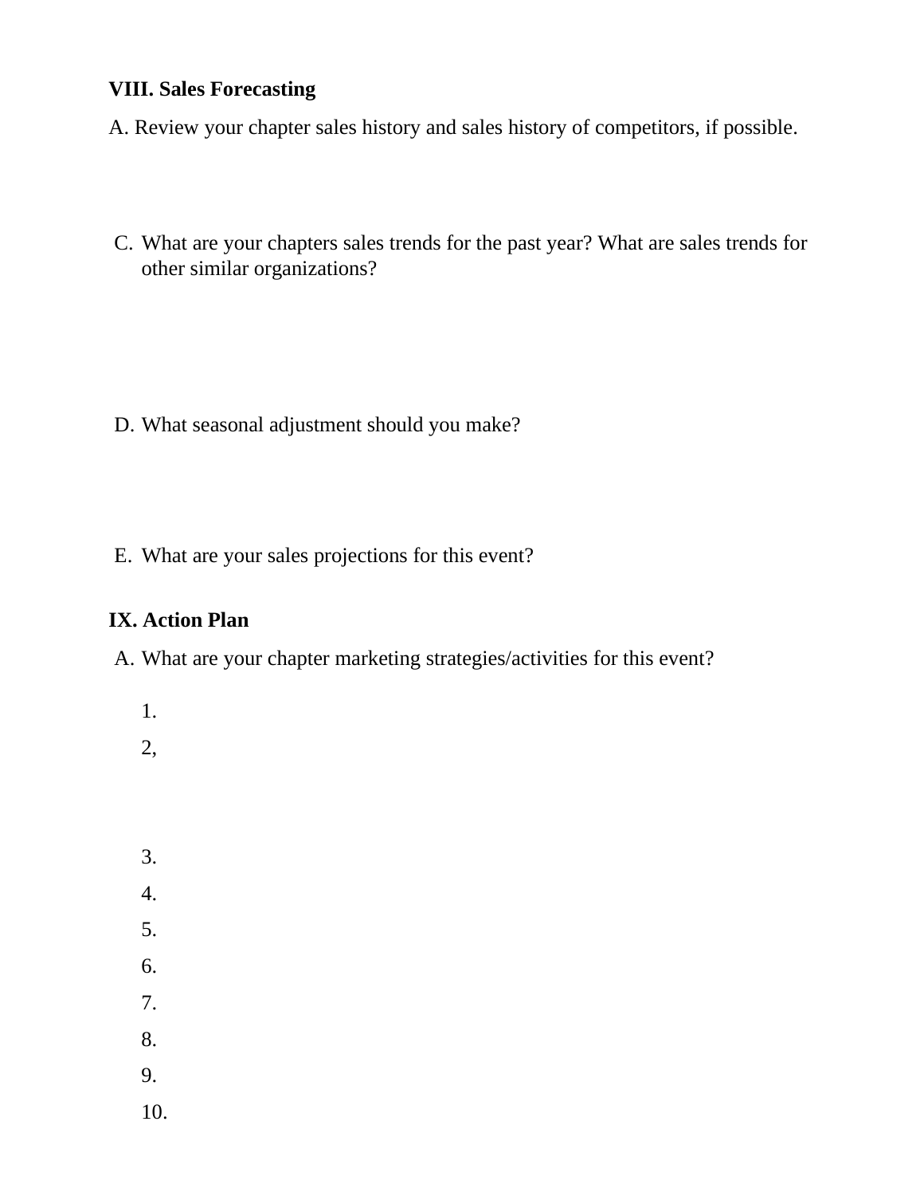**VIII. Sales Forecasting**

A. Review your chapter sales history and sales history of competitors, if possible.

C. What are your chapters sales trends for the past year? What are sales trends for other similar organizations?

D. What seasonal adjustment should you make?

E. What are your sales projections for this event?

**IX. Action Plan**

A. What are your chapter marketing strategies/activities for this event?

1.
2,

3.
4.
5.
6.
7.
8.
9.
10.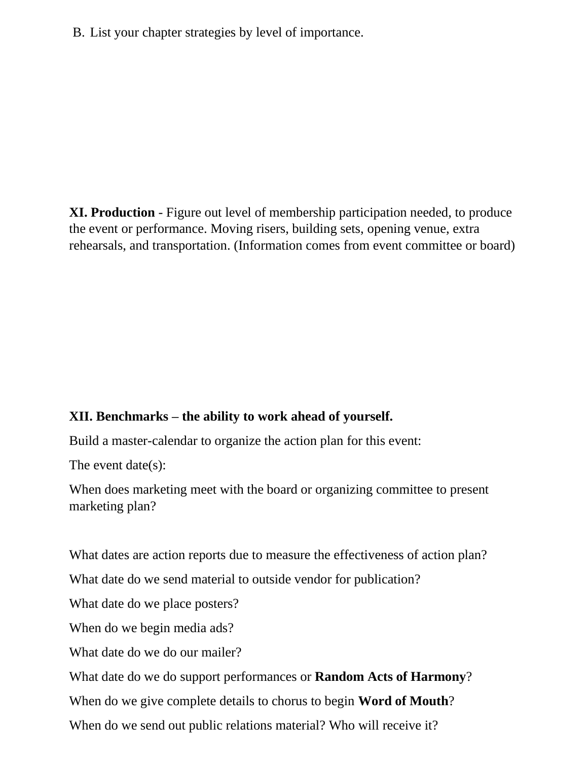B. List your chapter strategies by level of importance.

**XI. Production** - Figure out level of membership participation needed, to produce the event or performance. Moving risers, building sets, opening venue, extra rehearsals, and transportation. (Information comes from event committee or board)

**XII. Benchmarks – the ability to work ahead of yourself.**

Build a master-calendar to organize the action plan for this event:

The event date(s):

When does marketing meet with the board or organizing committee to present marketing plan?

What dates are action reports due to measure the effectiveness of action plan?

What date do we send material to outside vendor for publication?

What date do we place posters?

When do we begin media ads?

What date do we do our mailer?

What date do we do support performances or **Random Acts of Harmony**?

When do we give complete details to chorus to begin **Word of Mouth**?

When do we send out public relations material? Who will receive it?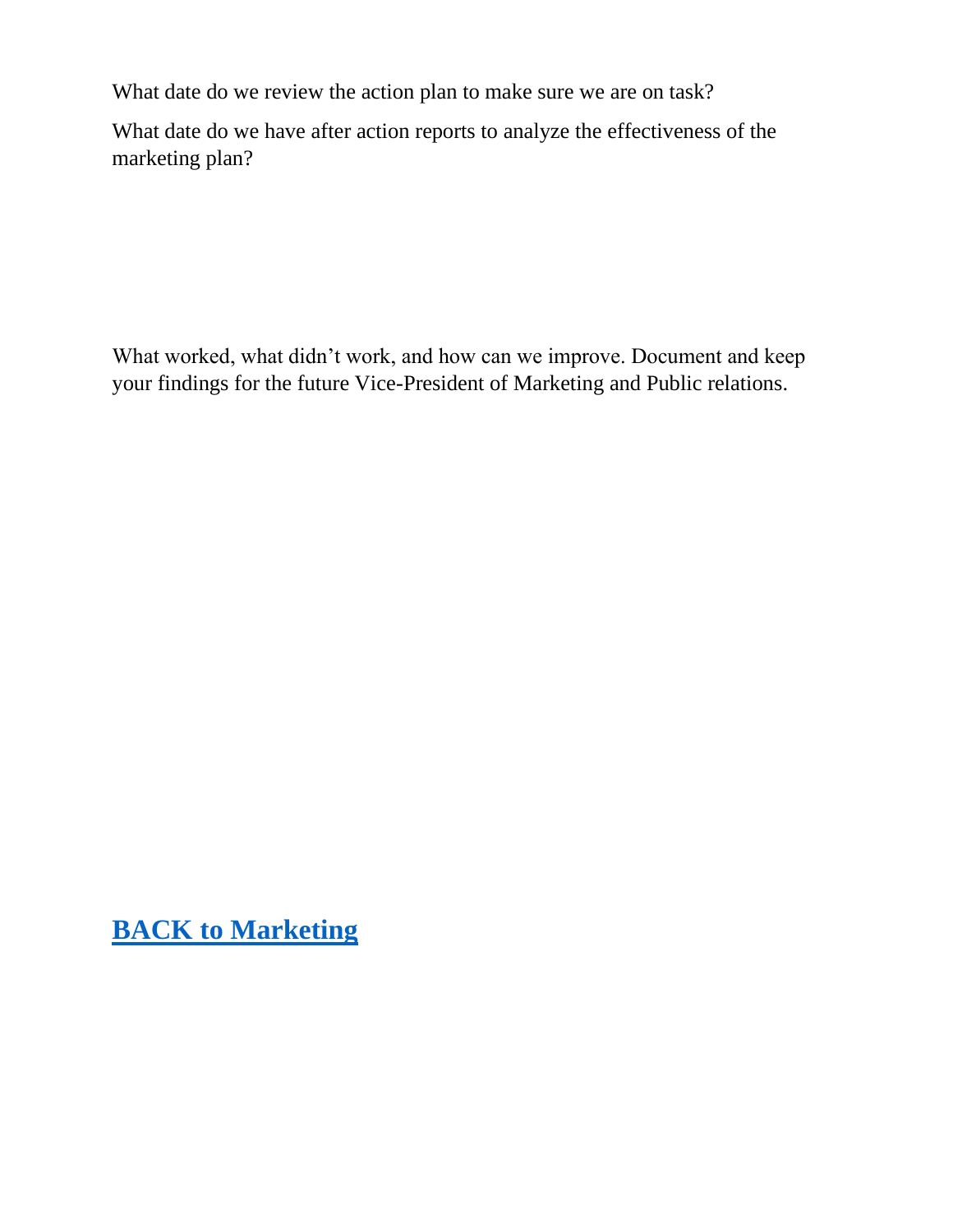What date do we review the action plan to make sure we are on task?

What date do we have after action reports to analyze the effectiveness of the marketing plan?

What worked, what didn't work, and how can we improve. Document and keep your findings for the future Vice-President of Marketing and Public relations.

**BACK to Marketing**